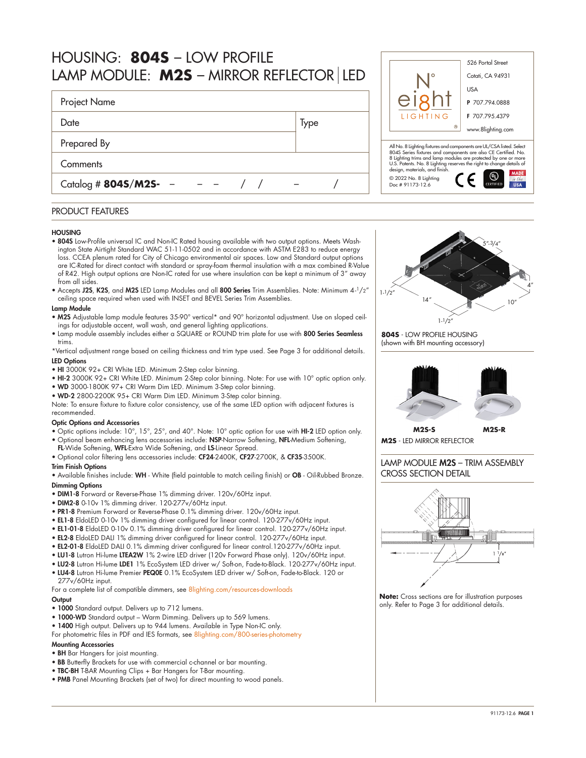# HOUSING: **804S** – LOW PROFILE
# LAMP MODULE: **M2S** – MIRROR REFLECTOR | LED

| Project Name | |
|---|---|
| Date | Type |
| Prepared By | |
| Comments | |
| Catalog # **804S/M2S-** – – – / / – / | |

N° eight LIGHTING ®

526 Portal Street
Cotati, CA 94931
USA
**P** 707.794.0888
**F** 707.795.4379
www.8lighting.com

All No. 8 Lighting fixtures and components are UL/CSA listed. Select 804S Series fixtures and components are also CE Certified. No. 8 Lighting trims and lamp modules are protected by one or more U.S. Patents. No. 8 Lighting reserves the right to change details of design, materials, and finish.

© 2022 No. 8 Lighting
Doc # 91173-12.6

## PRODUCT FEATURES

### HOUSING

- **804S** Low-Profile universal IC and Non-IC Rated housing available with two output options. Meets Washington State Airtight Standard WAC 51-11-0502 and in accordance with ASTM E283 to reduce energy loss. CCEA plenum rated for City of Chicago environmental air spaces. Low and Standard output options are IC-Rated for direct contact with standard or spray-foam thermal insulation with a max combined R-Value of R42. High output options are Non-IC rated for use where insulation can be kept a minimum of 3" away from all sides.
- Accepts **J2S**, **K2S**, and **M2S** LED Lamp Modules and all **800 Series** Trim Assemblies. Note: Minimum 4-1/2" ceiling space required when used with INSET and BEVEL Series Trim Assemblies.

### Lamp Module

- **M2S** Adjustable lamp module features 35-90° vertical* and 90° horizontal adjustment. Use on sloped ceilings for adjustable accent, wall wash, and general lighting applications.
- Lamp module assembly includes either a SQUARE or ROUND trim plate for use with **800 Series Seamless** trims.

*Vertical adjustment range based on ceiling thickness and trim type used. See Page 3 for additional details.

### LED Options

- **HI** 3000K 92+ CRI White LED. Minimum 2-Step color binning.
- **HI-2** 3000K 92+ CRI White LED. Minimum 2-Step color binning. Note: For use with 10° optic option only.
- **WD** 3000-1800K 97+ CRI Warm Dim LED. Minimum 3-Step color binning.
- **WD-2** 2800-2200K 95+ CRI Warm Dim LED. Minimum 3-Step color binning.

Note: To ensure fixture to fixture color consistency, use of the same LED option with adjacent fixtures is recommended.

### Optic Options and Accessories

- Optic options include: 10°, 15°, 25°, and 40°. Note: 10° optic option for use with **HI-2** LED option only.
- Optional beam enhancing lens accessories include: **NSP**-Narrow Softening, **NFL**-Medium Softening, **FL**-Wide Softening, **WFL**-Extra Wide Softening, and **LS**-Linear Spread.
- Optional color filtering lens accessories include: **CF24**-2400K, **CF27**-2700K, & **CF35**-3500K.

### Trim Finish Options

- Available finishes include: **WH** - White (field paintable to match ceiling finish) or **OB** - Oil-Rubbed Bronze.

### Dimming Options

- **DIM1-8** Forward or Reverse-Phase 1% dimming driver. 120v/60Hz input.
- **DIM2-8** 0-10v 1% dimming driver. 120-277v/60Hz input.
- **PR1-8** Premium Forward or Reverse-Phase 0.1% dimming driver. 120v/60Hz input.
- **EL1-8** EldoLED 0-10v 1% dimming driver configured for linear control. 120-277v/60Hz input.
- **EL1-01-8** EldoLED 0-10v 0.1% dimming driver configured for linear control. 120-277v/60Hz input.
- **EL2-8** EldoLED DALI 1% dimming driver configured for linear control. 120-277v/60Hz input.
- **EL2-01-8** EldoLED DALI 0.1% dimming driver configured for linear control.120-277v/60Hz input.
- **LU1-8** Lutron Hi-lume **LTEA2W** 1% 2-wire LED driver (120v Forward Phase only). 120v/60Hz input.
- **LU2-8** Lutron Hi-lume **LDE1** 1% EcoSystem LED driver w/ Soft-on, Fade-to-Black. 120-277v/60Hz input.
- **LU4-8** Lutron Hi-lume Premier **PEQOE** 0.1% EcoSystem LED driver w/ Soft-on, Fade-to-Black. 120 or 277v/60Hz input.

For a complete list of compatible dimmers, see 8lighting.com/resources-downloads

### Output

- **1000** Standard output. Delivers up to 712 lumens.
- **1000-WD** Standard output – Warm Dimming. Delivers up to 569 lumens.
- **1400** High output. Delivers up to 944 lumens. Available in Type Non-IC only.

For photometric files in PDF and IES formats, see 8lighting.com/800-series-photometry

### Mounting Accessories

- **BH** Bar Hangers for joist mounting.
- **BB** Butterfly Brackets for use with commercial c-channel or bar mounting.
- **TBC-BH** T-BAR Mounting Clips + Bar Hangers for T-Bar mounting.
- **PMB** Panel Mounting Brackets (set of two) for direct mounting to wood panels.

5"-3/4" 4" 10" 14" 1-1/2" 1-1/2"

**804S** - LOW PROFILE HOUSING
(shown with BH mounting accessory)

**M2S-S** **M2S-R**

**M2S** - LED MIRROR REFLECTOR

## LAMP MODULE **M2S** – TRIM ASSEMBLY CROSS SECTION DETAIL

1 1/8"

**Note:** Cross sections are for illustration purposes only. Refer to Page 3 for additional details.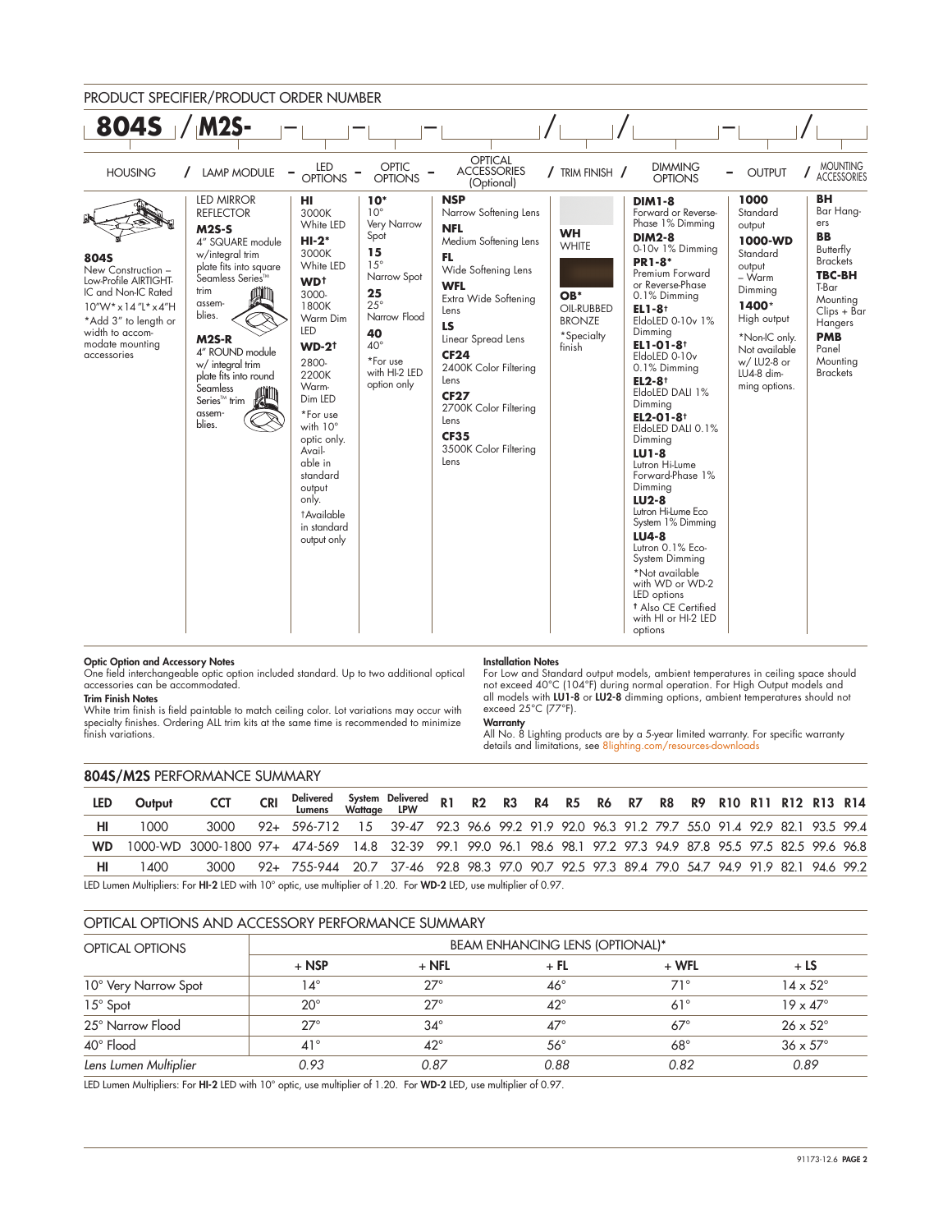## PRODUCT SPECIFIER/PRODUCT ORDER NUMBER

**804S** / **M2S-** ___ - ___ - ___ - ___ / ___ / ___ - ___ / ___

| HOUSING | LAMP MODULE | LED OPTIONS | OPTIC OPTIONS | OPTICAL ACCESSORIES (Optional) | TRIM FINISH | DIMMING OPTIONS | OUTPUT | MOUNTING ACCESSORIES |
|---|---|---|---|---|---|---|---|---|
| **804S** New Construction – Low-Profile AIRTIGHT-IC and Non-IC Rated 10"W x 14"L x 4"H *Add 3" to length or width to accommodate mounting accessories | LED MIRROR REFLECTOR **M2S-S** 4" SQUARE module w/integral trim plate fits into square Seamless Series™ trim assemblies. **M2S-R** 4" ROUND module w/ integral trim plate fits into round Seamless Series™ trim assemblies. | **HI** 3000K White LED **HI-2*** 3000K White LED **WD†** 3000-1800K Warm Dim LED **WD-2†** 2800-2200K Warm-Dim LED *For use with 10° optic only. Available in standard output only. †Available in standard output only | **10*** 10° Very Narrow Spot **15** 15° Narrow Spot **25** 25° Narrow Flood **40** 40° *For use with HI-2 LED option only | **NSP** Narrow Softening Lens **NFL** Medium Softening Lens **FL** Wide Softening Lens **WFL** Extra Wide Softening Lens **LS** Linear Spread Lens **CF24** 2400K Color Filtering Lens **CF27** 2700K Color Filtering Lens **CF35** 3500K Color Filtering Lens | **WH** WHITE **OB*** OIL-RUBBED BRONZE *Specialty finish | **DIM1-8** Forward or Reverse-Phase 1% Dimming **DIM2-8** 0-10v 1% Dimming **PR1-8*** Premium Forward or Reverse-Phase 0.1% Dimming **EL1-8†** EldoLED 0-10v 1% Dimming **EL1-01-8†** EldoLED 0-10v 0.1% Dimming **EL2-8†** EldoLED DALI 1% Dimming **EL2-01-8†** EldoLED DALI 0.1% Dimming **LU1-8** Lutron Hi-Lume Forward-Phase 1% Dimming **LU2-8** Lutron Hi-Lume Eco System 1% Dimming **LU4-8** Lutron 0.1% Eco-System Dimming *Not available with WD or WD-2 LED options † Also CE Certified with HI or HI-2 LED options | **1000** Standard output **1000-WD** Standard output – Warm Dimming **1400*** High output *Non-IC only. Not available w/ LU2-8 or LU4-8 dimming options. | **BH** Bar Hangers **BB** Butterfly Brackets **TBC-BH** T-Bar Mounting Clips + Bar Hangers **PMB** Panel Mounting Brackets |

**Optic Option and Accessory Notes**
One field interchangeable optic option included standard. Up to two additional optical accessories can be accommodated.

**Trim Finish Notes**
White trim finish is field paintable to match ceiling color. Lot variations may occur with specialty finishes. Ordering ALL trim kits at the same time is recommended to minimize finish variations.

**Installation Notes**
For Low and Standard output models, ambient temperatures in ceiling space should not exceed 40°C (104°F) during normal operation. For High Output models and all models with **LU1-8** or **LU2-8** dimming options, ambient temperatures should not exceed 25°C (77°F).

**Warranty**
All No. 8 Lighting products are by a 5-year limited warranty. For specific warranty details and limitations, see 8lighting.com/resources-downloads

## 804S/M2S PERFORMANCE SUMMARY

| LED | Output | CCT | CRI | Delivered Lumens | System Wattage | Delivered LPW | R1 | R2 | R3 | R4 | R5 | R6 | R7 | R8 | R9 | R10 | R11 | R12 | R13 | R14 |
|---|---|---|---|---|---|---|---|---|---|---|---|---|---|---|---|---|---|---|---|---|
| HI | 1000 | 3000 | 92+ | 596-712 | 15 | 39-47 | 92.3 | 96.6 | 99.2 | 91.9 | 92.0 | 96.3 | 91.2 | 79.7 | 55.0 | 91.4 | 92.9 | 82.1 | 93.5 | 99.4 |
| WD | 1000-WD | 3000-1800 | 97+ | 474-569 | 14.8 | 32-39 | 99.1 | 99.0 | 96.1 | 98.6 | 98.1 | 97.2 | 97.3 | 94.9 | 87.8 | 95.5 | 97.5 | 82.5 | 99.6 | 96.8 |
| HI | 1400 | 3000 | 92+ | 755-944 | 20.7 | 37-46 | 92.8 | 98.3 | 97.0 | 90.7 | 92.5 | 97.3 | 89.4 | 79.0 | 54.7 | 94.9 | 91.9 | 82.1 | 94.6 | 99.2 |

LED Lumen Multipliers: For **HI-2** LED with 10° optic, use multiplier of 1.20. For **WD-2** LED, use multiplier of 0.97.

## OPTICAL OPTIONS AND ACCESSORY PERFORMANCE SUMMARY

| OPTICAL OPTIONS | BEAM ENHANCING LENS (OPTIONAL)* | | | | |
|---|---|---|---|---|---|
| | + NSP | + NFL | + FL | + WFL | + LS |
| 10° Very Narrow Spot | 14° | 27° | 46° | 71° | 14 x 52° |
| 15° Spot | 20° | 27° | 42° | 61° | 19 x 47° |
| 25° Narrow Flood | 27° | 34° | 47° | 67° | 26 x 52° |
| 40° Flood | 41° | 42° | 56° | 68° | 36 x 57° |
| *Lens Lumen Multiplier* | *0.93* | *0.87* | *0.88* | *0.82* | *0.89* |

LED Lumen Multipliers: For **HI-2** LED with 10° optic, use multiplier of 1.20. For **WD-2** LED, use multiplier of 0.97.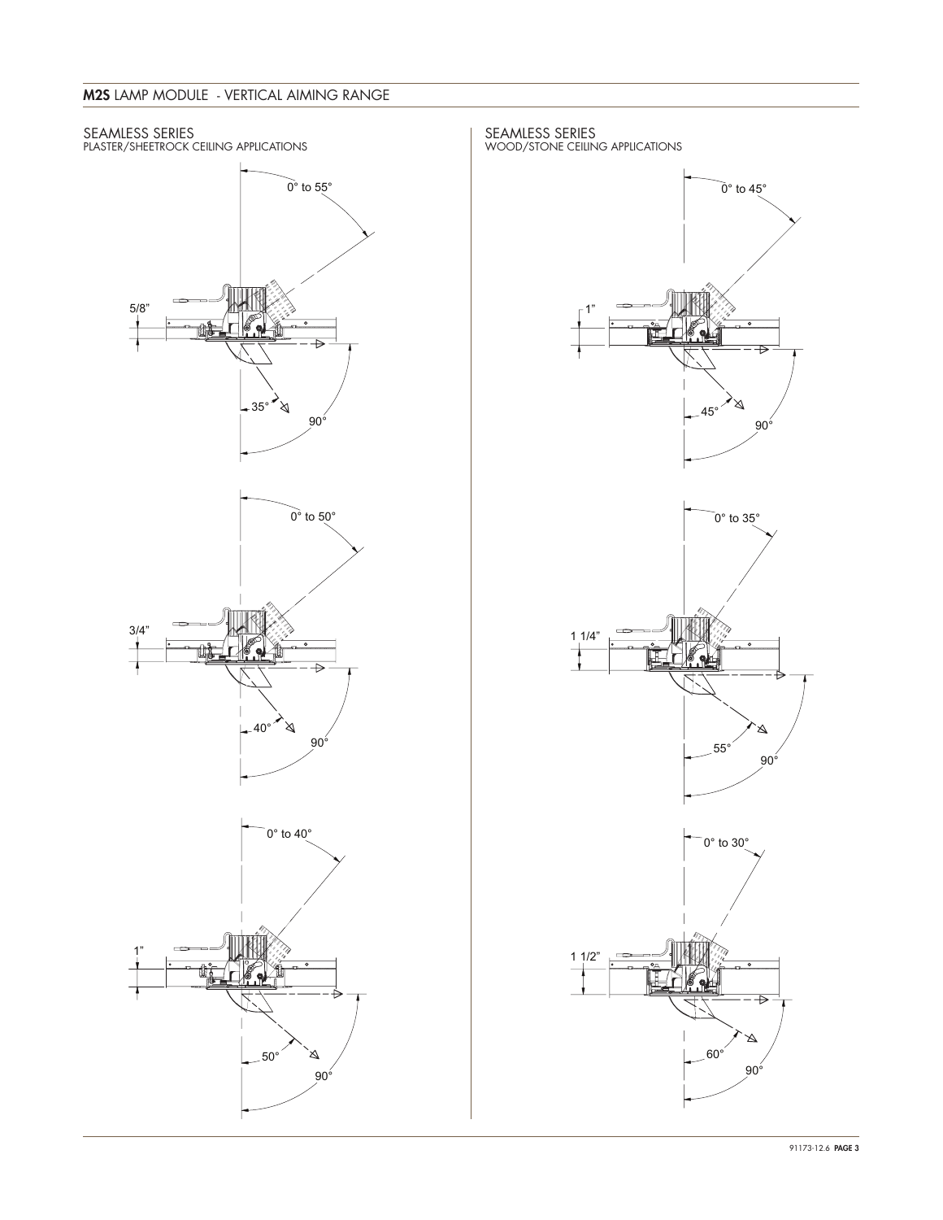## **M2S** LAMP MODULE - VERTICAL AIMING RANGE

### SEAMLESS SERIES
PLASTER/SHEETROCK CEILING APPLICATIONS

0° to 55°

5/8"

35°

90°

0° to 50°

3/4"

40°

90°

0° to 40°

1"

50°

90°

### SEAMLESS SERIES
WOOD/STONE CEILING APPLICATIONS

0° to 45°

1"

45°

90°

0° to 35°

1 1/4"

55°

90°

0° to 30°

1 1/2"

60°

90°

91173-12.6